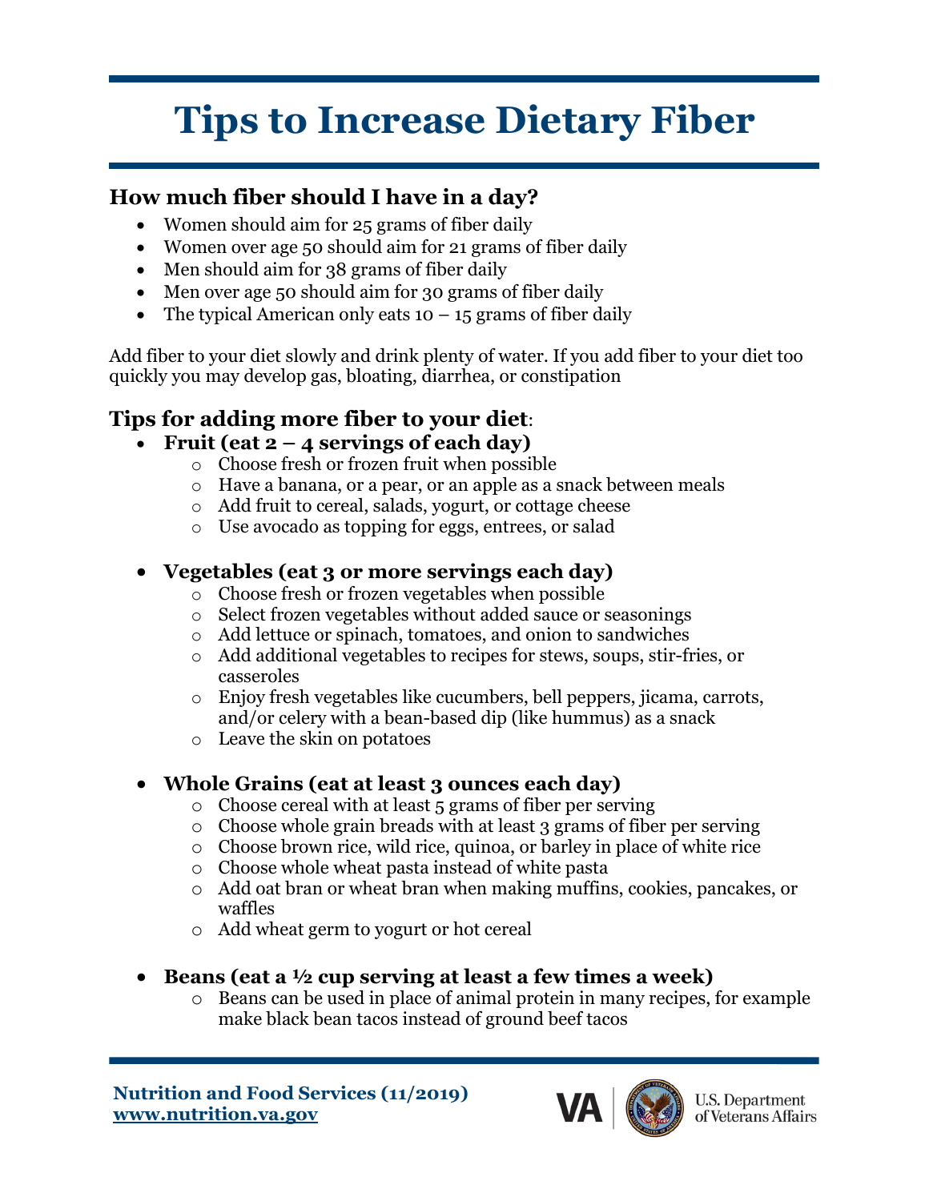# Tips to Increase Dietary Fiber

## How much fiber should I have in a day?

- Women should aim for 25 grams of fiber daily
- Women over age 50 should aim for 21 grams of fiber daily
- Men should aim for 38 grams of fiber daily
- Men over age 50 should aim for 30 grams of fiber daily
- The typical American only eats 10 – 15 grams of fiber daily

Add fiber to your diet slowly and drink plenty of water. If you add fiber to your diet too quickly you may develop gas, bloating, diarrhea, or constipation

## Tips for adding more fiber to your diet:

- **Fruit (eat 2 – 4 servings of each day)**
  - Choose fresh or frozen fruit when possible
  - Have a banana, or a pear, or an apple as a snack between meals
  - Add fruit to cereal, salads, yogurt, or cottage cheese
  - Use avocado as topping for eggs, entrees, or salad

- **Vegetables (eat 3 or more servings each day)**
  - Choose fresh or frozen vegetables when possible
  - Select frozen vegetables without added sauce or seasonings
  - Add lettuce or spinach, tomatoes, and onion to sandwiches
  - Add additional vegetables to recipes for stews, soups, stir-fries, or casseroles
  - Enjoy fresh vegetables like cucumbers, bell peppers, jicama, carrots, and/or celery with a bean-based dip (like hummus) as a snack
  - Leave the skin on potatoes

- **Whole Grains (eat at least 3 ounces each day)**
  - Choose cereal with at least 5 grams of fiber per serving
  - Choose whole grain breads with at least 3 grams of fiber per serving
  - Choose brown rice, wild rice, quinoa, or barley in place of white rice
  - Choose whole wheat pasta instead of white pasta
  - Add oat bran or wheat bran when making muffins, cookies, pancakes, or waffles
  - Add wheat germ to yogurt or hot cereal

- **Beans (eat a ½ cup serving at least a few times a week)**
  - Beans can be used in place of animal protein in many recipes, for example make black bean tacos instead of ground beef tacos

**Nutrition and Food Services (11/2019)**
**www.nutrition.va.gov**

VA | U.S. Department of Veterans Affairs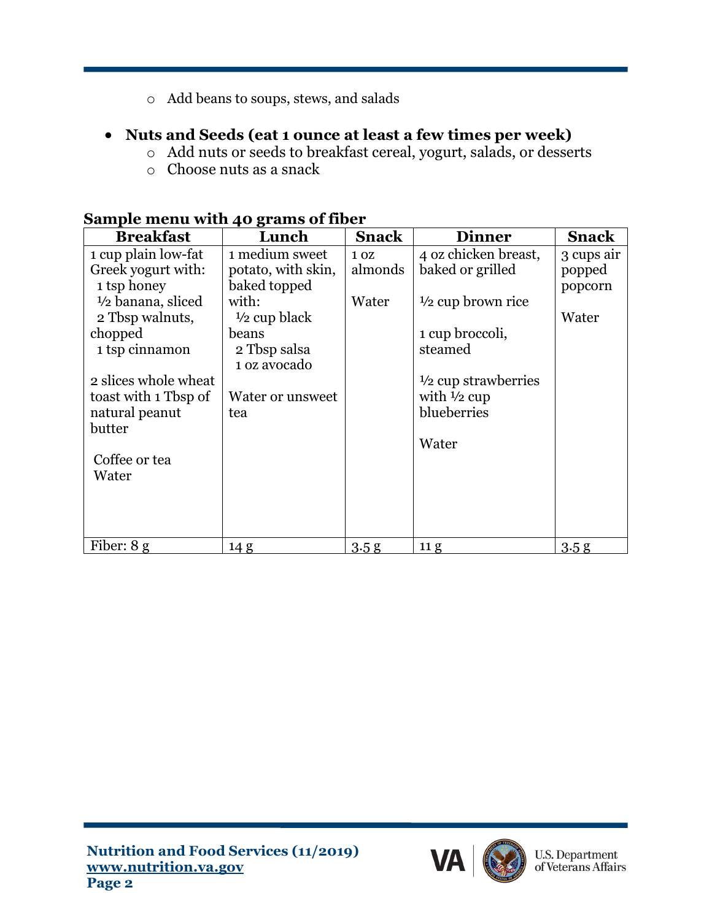- Add beans to soups, stews, and salads

- **Nuts and Seeds (eat 1 ounce at least a few times per week)**
    - Add nuts or seeds to breakfast cereal, yogurt, salads, or desserts
    - Choose nuts as a snack

**Sample menu with 40 grams of fiber**

| Breakfast | Lunch | Snack | Dinner | Snack |
|---|---|---|---|---|
| 1 cup plain low-fat Greek yogurt with:<br>1 tsp honey<br>½ banana, sliced<br>2 Tbsp walnuts, chopped<br>1 tsp cinnamon<br><br>2 slices whole wheat toast with 1 Tbsp of natural peanut butter<br><br>Coffee or tea<br>Water | 1 medium sweet potato, with skin, baked topped with:<br>½ cup black beans<br>2 Tbsp salsa<br>1 oz avocado<br><br>Water or unsweet tea | 1 oz almonds<br><br>Water | 4 oz chicken breast, baked or grilled<br><br>½ cup brown rice<br><br>1 cup broccoli, steamed<br><br>½ cup strawberries with ½ cup blueberries<br><br>Water | 3 cups air popped popcorn<br><br>Water |
| Fiber: 8 g | 14 g | 3.5 g | 11 g | 3.5 g |

**Nutrition and Food Services (11/2019)**
**www.nutrition.va.gov**